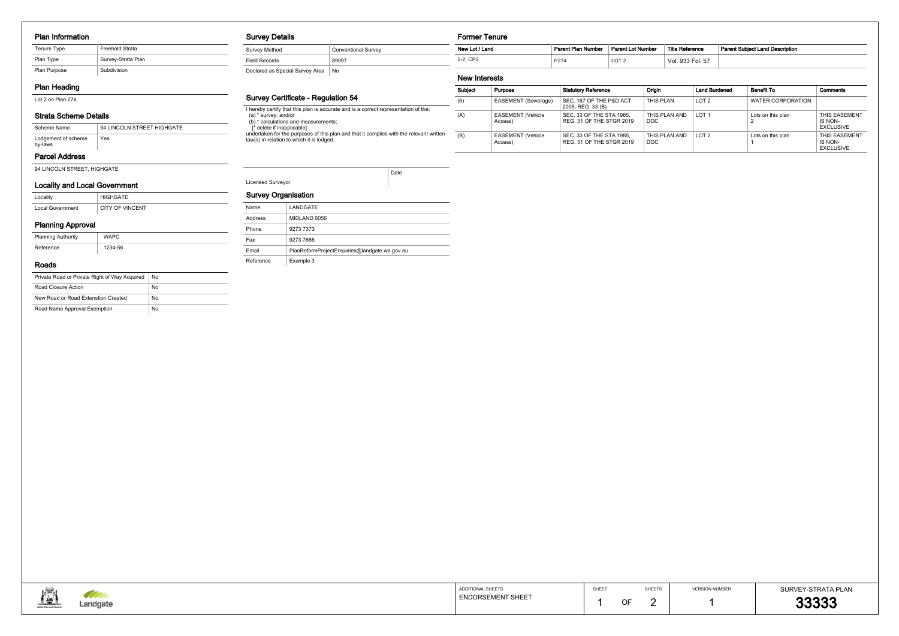## Plan Information

| | |
|---|---|
| Tenure Type | Freehold Strata |
| Plan Type | Survey-Strata Plan |
| Plan Purpose | Subdivision |

## Plan Heading

Lot 2 on Plan 274

## Strata Scheme Details

| | |
|---|---|
| Scheme Name | 94 LINCOLN STREET HIGHGATE |
| Lodgement of scheme by-laws | Yes |

## Parcel Address

94 LINCOLN STREET, HIGHGATE

## Locality and Local Government

| | |
|---|---|
| Locality | HIGHGATE |
| Local Government | CITY OF VINCENT |

## Planning Approval

| | |
|---|---|
| Planning Authority | WAPC |
| Reference | 1234-56 |

## Roads

| | |
|---|---|
| Private Road or Private Right of Way Acquired | No |
| Road Closure Action | No |
| New Road or Road Extenstion Created | No |
| Road Name Approval Exemption | No |

## Survey Details

| | |
|---|---|
| Survey Method | Conventional Survey |
| Field Records | 89097 |
| Declared as Special Survey Area | No |

## Survey Certificate - Regulation 54

I hereby certify that this plan is accurate and is a correct representation of the:
(a) * survey; and/or
(b) * calculations and measurements;
[* delete if inapplicable]
undertaken for the purposes of this plan and that it complies with the relevant written law(s) in relation to which it is lodged.

Licensed Surveyor

Date

## Survey Organisation

| | |
|---|---|
| Name | LANDGATE |
| Address | MIDLAND 6056 |
| Phone | 9273 7373 |
| Fax | 9273 7666 |
| Email | PlanReformProjectEnquiries@landgate.wa.gov.au |
| Reference | Example 3 |

## Former Tenure

| New Lot / Land | Parent Plan Number | Parent Lot Number | Title Reference | Parent Subject Land Description |
|---|---|---|---|---|
| 1-2, CP3 | P274 | LOT 2 | Vol. 933 Fol. 57 | |

## New Interests

| Subject | Purpose | Statutory Reference | Origin | Land Burdened | Benefit To | Comments |
|---|---|---|---|---|---|---|
| (6) | EASEMENT (Sewerage) | SEC. 167 OF THE P&D ACT 2005, REG. 33 (B) | THIS PLAN | LOT 2 | WATER CORPORATION | |
| (A) | EASEMENT (Vehicle Access) | SEC. 33 OF THE STA 1985, REG. 31 OF THE STGR 2019 | THIS PLAN AND DOC | LOT 1 | Lots on this plan 2 | THIS EASEMENT IS NON-EXCLUSIVE |
| (B) | EASEMENT (Vehicle Access) | SEC. 33 OF THE STA 1985, REG. 31 OF THE STGR 2019 | THIS PLAN AND DOC | LOT 2 | Lots on this plan 1 | THIS EASEMENT IS NON-EXCLUSIVE |

| ADDITIONAL SHEETS | SHEET | SHEETS | VERSION NUMBER | SURVEY-STRATA PLAN |
|---|---|---|---|---|
| ENDORSEMENT SHEET | 1 OF | 2 | 1 | 33333 |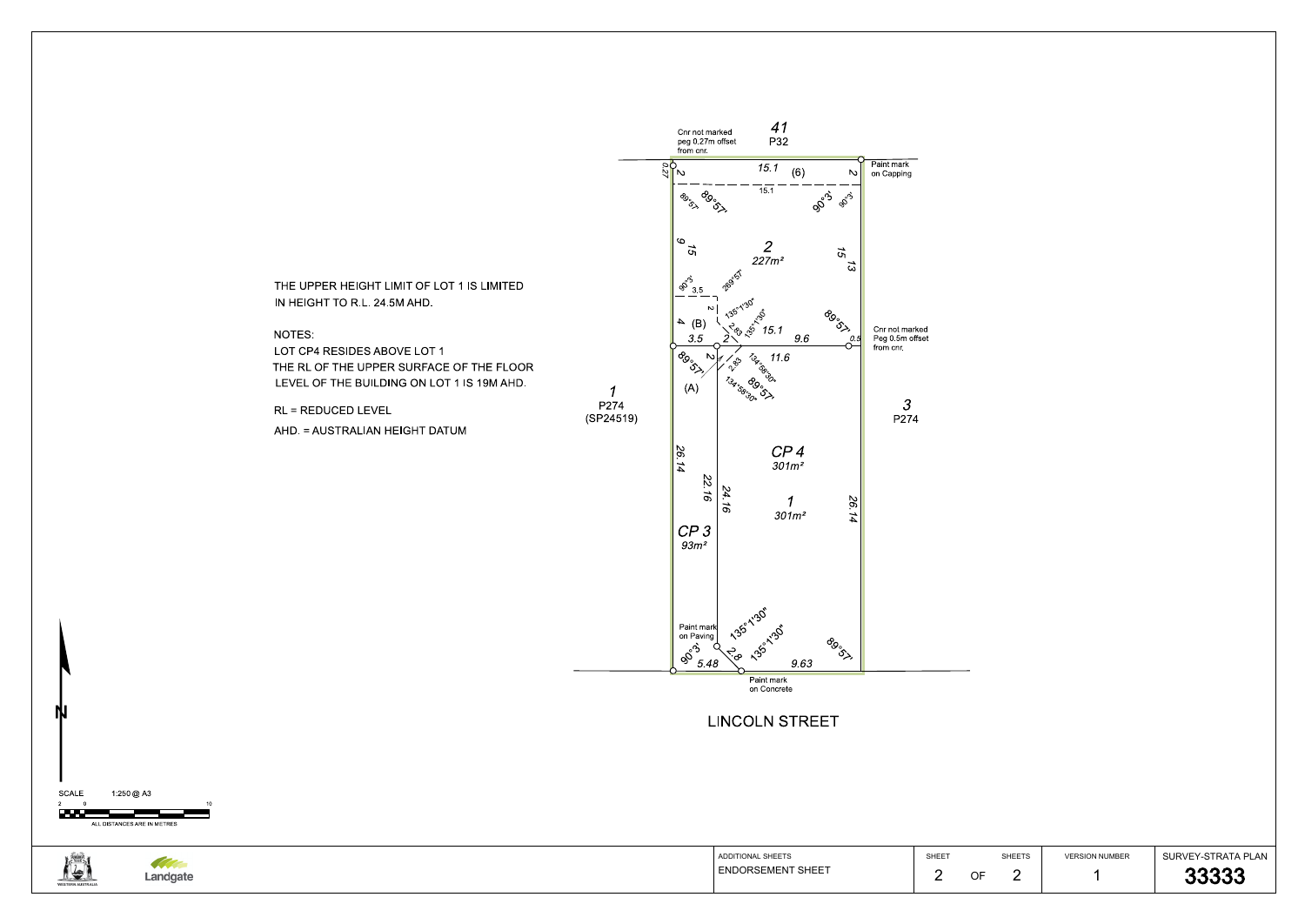THE UPPER HEIGHT LIMIT OF LOT 1 IS LIMITED IN HEIGHT TO R.L. 24.5M AHD.

NOTES:

LOT CP4 RESIDES ABOVE LOT 1

THE RL OF THE UPPER SURFACE OF THE FLOOR LEVEL OF THE BUILDING ON LOT 1 IS 19M AHD.

RL = REDUCED LEVEL

AHD. = AUSTRALIAN HEIGHT DATUM

Cnr not marked peg 0.27m offset from cnr.

41
P32

Paint mark on Capping

2
227m²

Cnr not marked Peg 0.5m offset from cnr.

1
P274
(SP24519)

3
P274

CP 4
301m²

1
301m²

CP 3
93m²

Paint mark on Paving

Paint mark on Concrete

LINCOLN STREET

SCALE 1:250 @ A3

ALL DISTANCES ARE IN METRES

| ADDITIONAL SHEETS | SHEET | SHEETS | VERSION NUMBER | SURVEY-STRATA PLAN |
|---|---|---|---|---|
| ENDORSEMENT SHEET | 2 OF 2 | | 1 | 33333 |